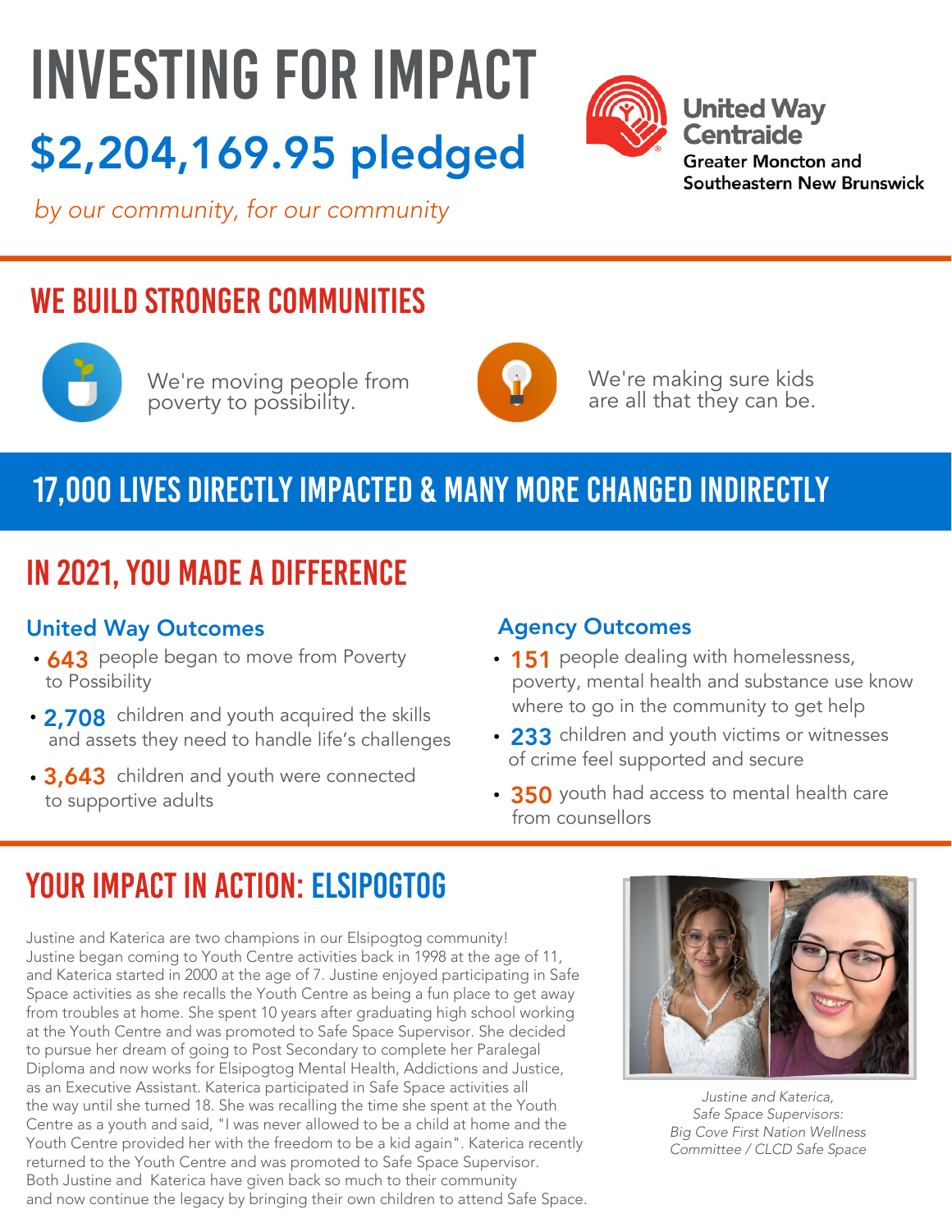# INVESTING FOR IMPACT

## $2,204,169.95 pledged

*by our community, for our community*

United Way Centraide
Greater Moncton and Southeastern New Brunswick

## WE BUILD STRONGER COMMUNITIES

We're moving people from poverty to possibility.

We're making sure kids are all that they can be.

## 17,000 LIVES DIRECTLY IMPACTED & MANY MORE CHANGED INDIRECTLY

## IN 2021, YOU MADE A DIFFERENCE

### United Way Outcomes

- **643** people began to move from Poverty to Possibility
- **2,708** children and youth acquired the skills and assets they need to handle life's challenges
- **3,643** children and youth were connected to supportive adults

### Agency Outcomes

- **151** people dealing with homelessness, poverty, mental health and substance use know where to go in the community to get help
- **233** children and youth victims or witnesses of crime feel supported and secure
- **350** youth had access to mental health care from counsellors

## YOUR IMPACT IN ACTION: ELSIPOGTOG

Justine and Katerica are two champions in our Elsipogtog community! Justine began coming to Youth Centre activities back in 1998 at the age of 11, and Katerica started in 2000 at the age of 7. Justine enjoyed participating in Safe Space activities as she recalls the Youth Centre as being a fun place to get away from troubles at home. She spent 10 years after graduating high school working at the Youth Centre and was promoted to Safe Space Supervisor. She decided to pursue her dream of going to Post Secondary to complete her Paralegal Diploma and now works for Elsipogtog Mental Health, Addictions and Justice, as an Executive Assistant. Katerica participated in Safe Space activities all the way until she turned 18. She was recalling the time she spent at the Youth Centre as a youth and said, "I was never allowed to be a child at home and the Youth Centre provided her with the freedom to be a kid again". Katerica recently returned to the Youth Centre and was promoted to Safe Space Supervisor. Both Justine and Katerica have given back so much to their community and now continue the legacy by bringing their own children to attend Safe Space.

*Justine and Katerica, Safe Space Supervisors: Big Cove First Nation Wellness Committee / CLCD Safe Space*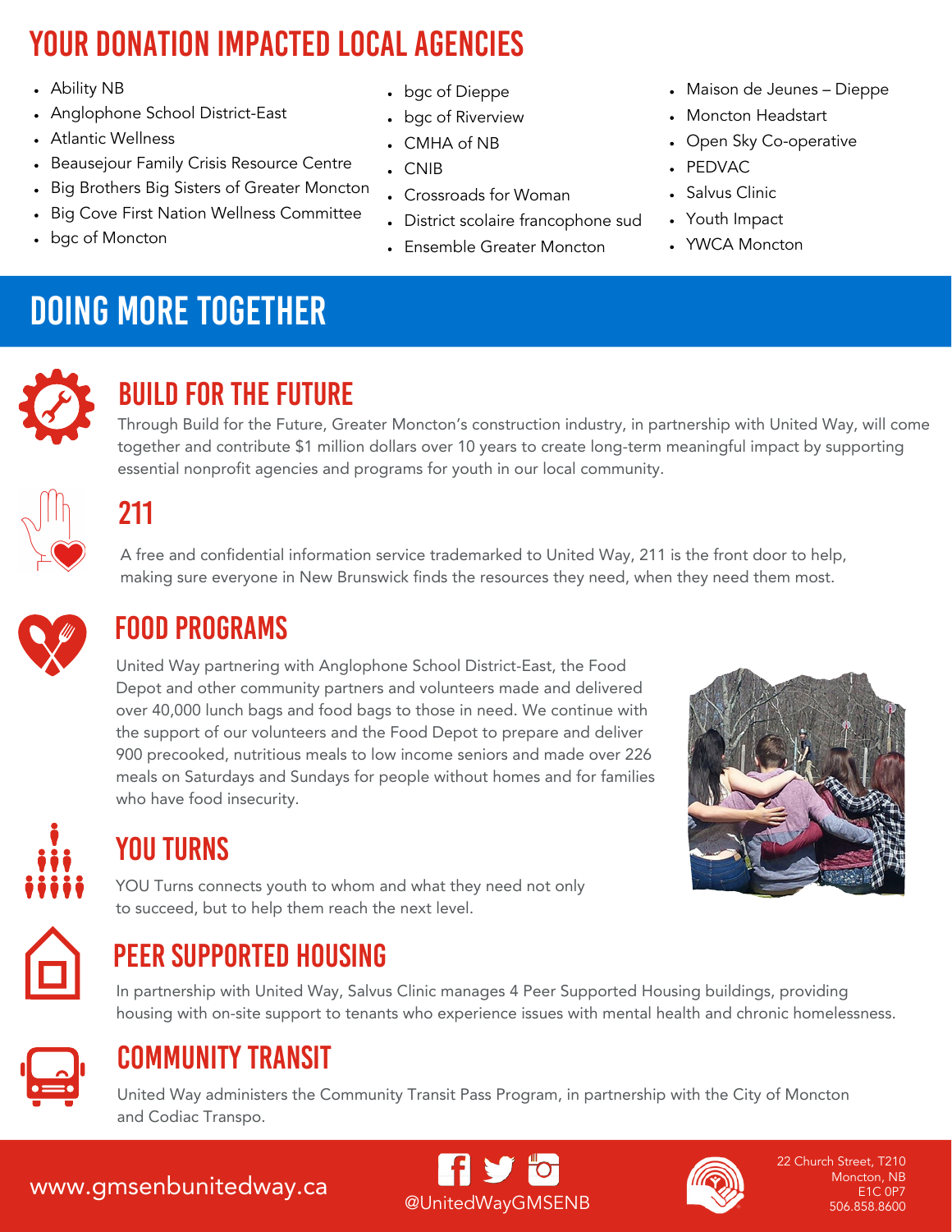# YOUR DONATION IMPACTED LOCAL AGENCIES

- Ability NB
- Anglophone School District-East
- Atlantic Wellness
- Beausejour Family Crisis Resource Centre
- Big Brothers Big Sisters of Greater Moncton
- Big Cove First Nation Wellness Committee
- bgc of Moncton
- bgc of Dieppe
- bgc of Riverview
- CMHA of NB
- CNIB
- Crossroads for Woman
- District scolaire francophone sud
- Ensemble Greater Moncton
- Maison de Jeunes – Dieppe
- Moncton Headstart
- Open Sky Co-operative
- PEDVAC
- Salvus Clinic
- Youth Impact
- YWCA Moncton

# DOING MORE TOGETHER

## BUILD FOR THE FUTURE

Through Build for the Future, Greater Moncton's construction industry, in partnership with United Way, will come together and contribute $1 million dollars over 10 years to create long-term meaningful impact by supporting essential nonprofit agencies and programs for youth in our local community.

## 211

A free and confidential information service trademarked to United Way, 211 is the front door to help, making sure everyone in New Brunswick finds the resources they need, when they need them most.

## FOOD PROGRAMS

United Way partnering with Anglophone School District-East, the Food Depot and other community partners and volunteers made and delivered over 40,000 lunch bags and food bags to those in need. We continue with the support of our volunteers and the Food Depot to prepare and deliver 900 precooked, nutritious meals to low income seniors and made over 226 meals on Saturdays and Sundays for people without homes and for families who have food insecurity.

## YOU TURNS

YOU Turns connects youth to whom and what they need not only to succeed, but to help them reach the next level.

## PEER SUPPORTED HOUSING

In partnership with United Way, Salvus Clinic manages 4 Peer Supported Housing buildings, providing housing with on-site support to tenants who experience issues with mental health and chronic homelessness.

## COMMUNITY TRANSIT

United Way administers the Community Transit Pass Program, in partnership with the City of Moncton and Codiac Transpo.

www.gmsenbunitedway.ca

@UnitedWayGMSENB

22 Church Street, T210
Moncton, NB
E1C 0P7
506.858.8600